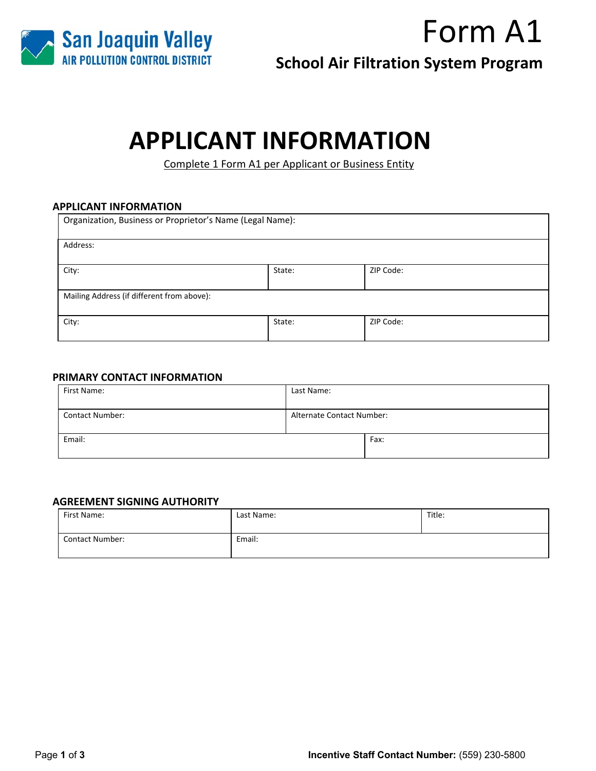San Joaquin Valley
AIR POLLUTION CONTROL DISTRICT

# Form A1

## School Air Filtration System Program

# APPLICANT INFORMATION

Complete 1 Form A1 per Applicant or Business Entity

### APPLICANT INFORMATION

| Organization, Business or Proprietor's Name (Legal Name): | | |
|---|---|---|
| Address: | | |
| City: | State: | ZIP Code: |
| Mailing Address (if different from above): | | |
| City: | State: | ZIP Code: |

### PRIMARY CONTACT INFORMATION

| First Name: | Last Name: |
|---|---|
| Contact Number: | Alternate Contact Number: |
| Email: | Fax: |

### AGREEMENT SIGNING AUTHORITY

| First Name: | Last Name: | Title: |
|---|---|---|
| Contact Number: | Email: | |

**Incentive Staff Contact Number:** (559) 230-5800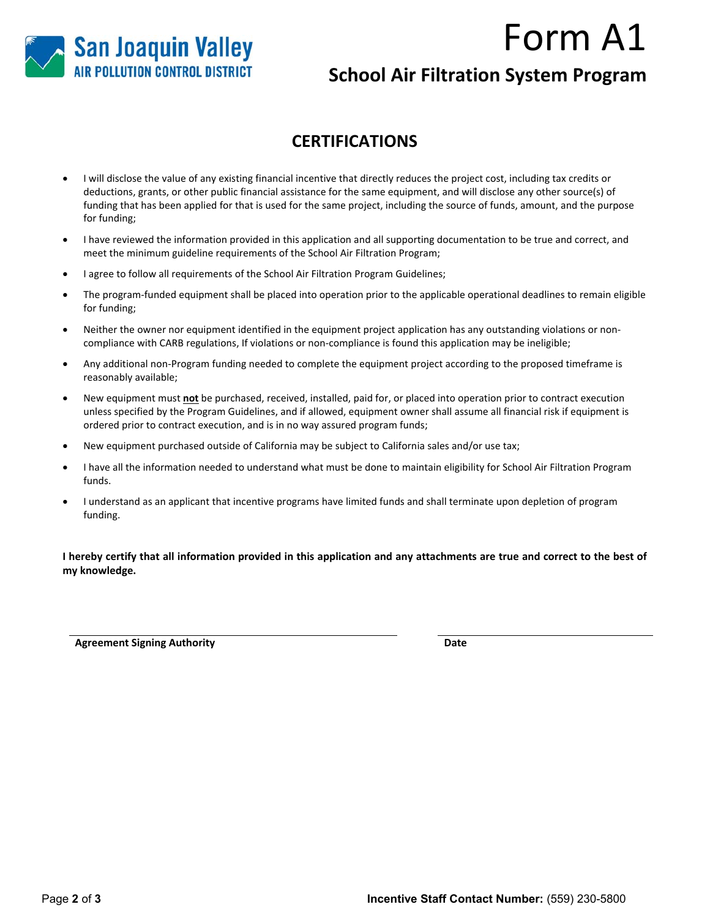# Form A1

## School Air Filtration System Program

## CERTIFICATIONS

- I will disclose the value of any existing financial incentive that directly reduces the project cost, including tax credits or deductions, grants, or other public financial assistance for the same equipment, and will disclose any other source(s) of funding that has been applied for that is used for the same project, including the source of funds, amount, and the purpose for funding;
- I have reviewed the information provided in this application and all supporting documentation to be true and correct, and meet the minimum guideline requirements of the School Air Filtration Program;
- I agree to follow all requirements of the School Air Filtration Program Guidelines;
- The program-funded equipment shall be placed into operation prior to the applicable operational deadlines to remain eligible for funding;
- Neither the owner nor equipment identified in the equipment project application has any outstanding violations or non-compliance with CARB regulations, If violations or non-compliance is found this application may be ineligible;
- Any additional non-Program funding needed to complete the equipment project according to the proposed timeframe is reasonably available;
- New equipment must **not** be purchased, received, installed, paid for, or placed into operation prior to contract execution unless specified by the Program Guidelines, and if allowed, equipment owner shall assume all financial risk if equipment is ordered prior to contract execution, and is in no way assured program funds;
- New equipment purchased outside of California may be subject to California sales and/or use tax;
- I have all the information needed to understand what must be done to maintain eligibility for School Air Filtration Program funds.
- I understand as an applicant that incentive programs have limited funds and shall terminate upon depletion of program funding.

**I hereby certify that all information provided in this application and any attachments are true and correct to the best of my knowledge.**

**Agreement Signing Authority** _______________________ **Date** _______________

**Incentive Staff Contact Number:** (559) 230-5800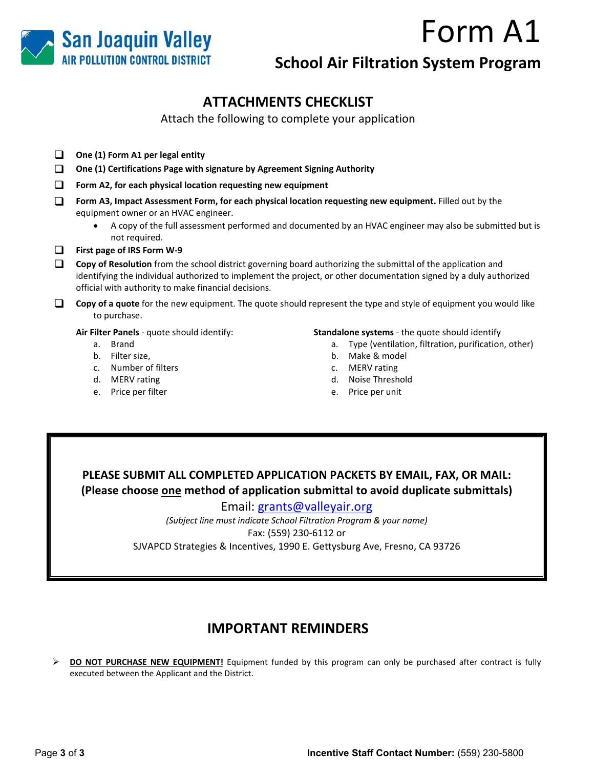San Joaquin Valley
AIR POLLUTION CONTROL DISTRICT

# Form A1

## School Air Filtration System Program

## ATTACHMENTS CHECKLIST

Attach the following to complete your application

- ❑ **One (1) Form A1 per legal entity**
- ❑ **One (1) Certifications Page with signature by Agreement Signing Authority**
- ❑ **Form A2, for each physical location requesting new equipment**
- ❑ **Form A3, Impact Assessment Form, for each physical location requesting new equipment.** Filled out by the equipment owner or an HVAC engineer.
  - A copy of the full assessment performed and documented by an HVAC engineer may also be submitted but is not required.
- ❑ **First page of IRS Form W-9**
- ❑ **Copy of Resolution** from the school district governing board authorizing the submittal of the application and identifying the individual authorized to implement the project, or other documentation signed by a duly authorized official with authority to make financial decisions.
- ❑ **Copy of a quote** for the new equipment. The quote should represent the type and style of equipment you would like to purchase.

**Air Filter Panels** - quote should identify:

a. Brand
b. Filter size,
c. Number of filters
d. MERV rating
e. Price per filter

**Standalone systems** - the quote should identify

a. Type (ventilation, filtration, purification, other)
b. Make & model
c. MERV rating
d. Noise Threshold
e. Price per unit

---

**PLEASE SUBMIT ALL COMPLETED APPLICATION PACKETS BY EMAIL, FAX, OR MAIL:**
**(Please choose <u>one</u> method of application submittal to avoid duplicate submittals)**

Email: grants@valleyair.org

*(Subject line must indicate School Filtration Program & your name)*

Fax: (559) 230-6112 or

SJVAPCD Strategies & Incentives, 1990 E. Gettysburg Ave, Fresno, CA 93726

---

## IMPORTANT REMINDERS

- **<u>DO NOT PURCHASE NEW EQUIPMENT!</u>** Equipment funded by this program can only be purchased after contract is fully executed between the Applicant and the District.

**Incentive Staff Contact Number:** (559) 230-5800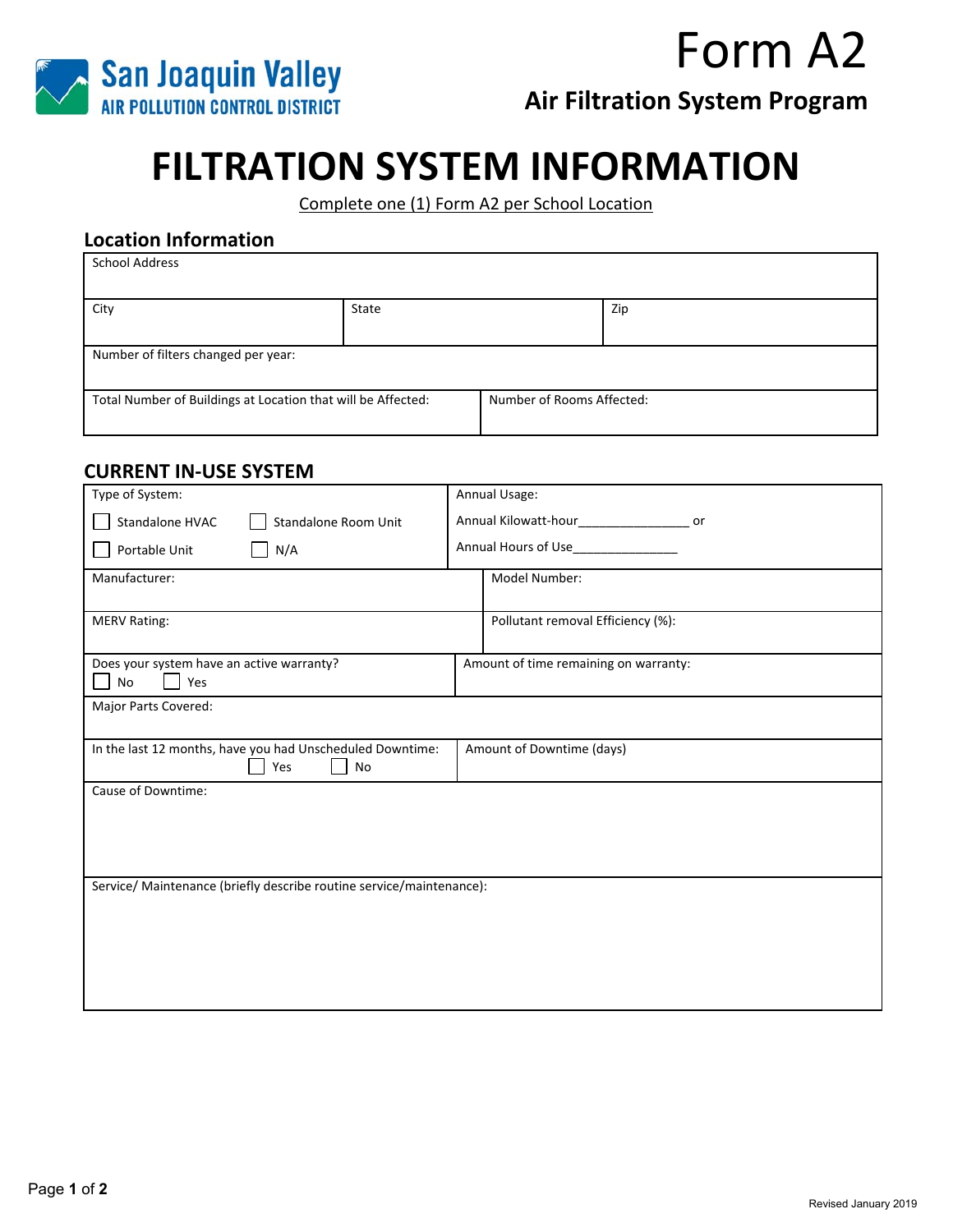San Joaquin Valley AIR POLLUTION CONTROL DISTRICT

# Form A2

## Air Filtration System Program

# FILTRATION SYSTEM INFORMATION

Complete one (1) Form A2 per School Location

### Location Information

| School Address | | |
|---|---|---|
| City | State | Zip |
| Number of filters changed per year: | | |
| Total Number of Buildings at Location that will be Affected: | Number of Rooms Affected: | |

### CURRENT IN-USE SYSTEM

| Type of System: ☐ Standalone HVAC ☐ Standalone Room Unit ☐ Portable Unit ☐ N/A | Annual Usage: Annual Kilowatt-hour_______________ or Annual Hours of Use_______________ |
|---|---|
| Manufacturer: | Model Number: |
| MERV Rating: | Pollutant removal Efficiency (%): |
| Does your system have an active warranty? ☐ No ☐ Yes | Amount of time remaining on warranty: |
| Major Parts Covered: | |
| In the last 12 months, have you had Unscheduled Downtime: ☐ Yes ☐ No | Amount of Downtime (days) |
| Cause of Downtime: | |
| Service/ Maintenance (briefly describe routine service/maintenance): | |

Revised January 2019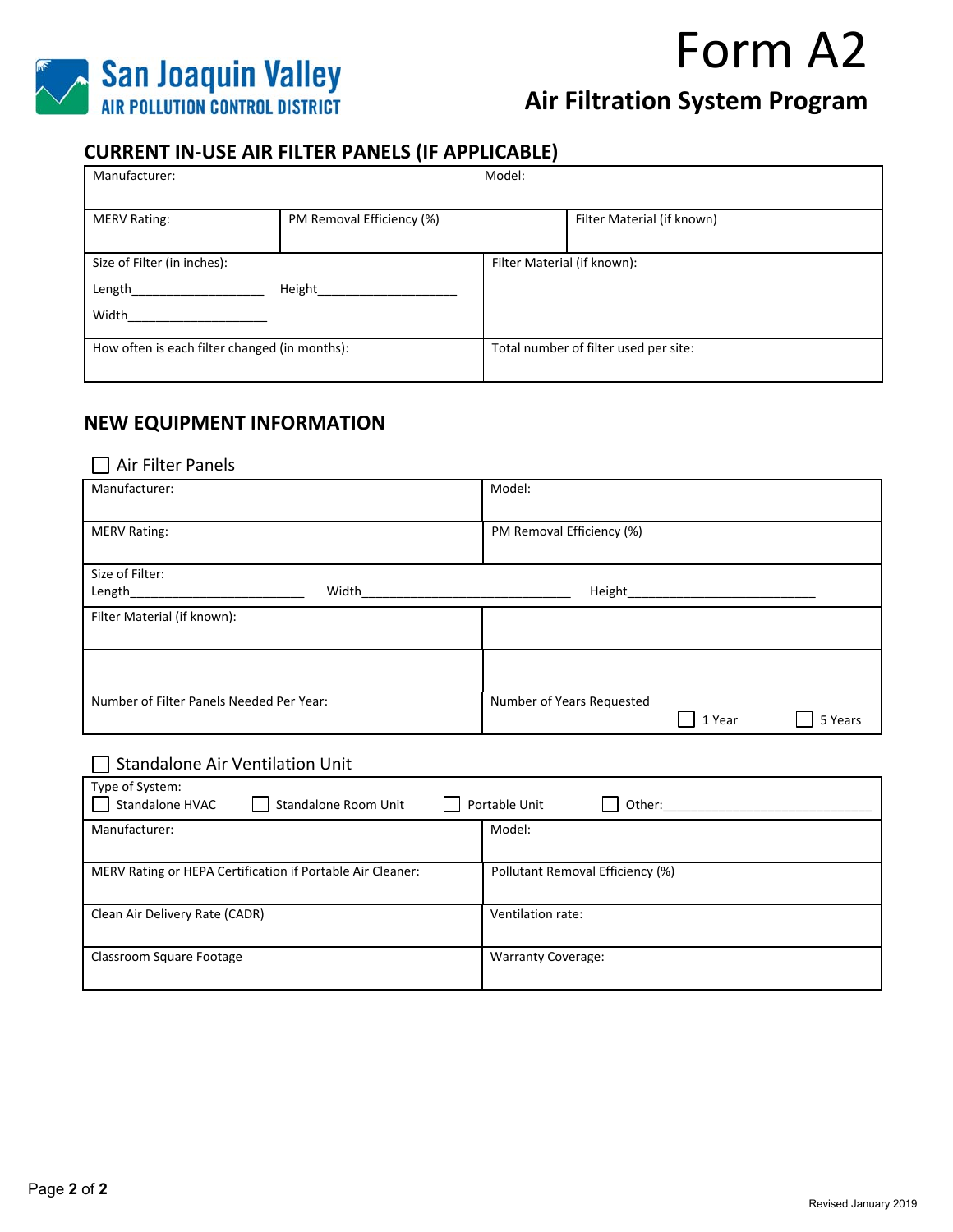San Joaquin Valley
AIR POLLUTION CONTROL DISTRICT

# Form A2

## Air Filtration System Program

### CURRENT IN-USE AIR FILTER PANELS (IF APPLICABLE)

| Manufacturer: | | Model: |
|---|---|---|
| MERV Rating: | PM Removal Efficiency (%) | Filter Material (if known) |
| Size of Filter (in inches): Length___________ Height___________ Width___________ | | Filter Material (if known): |
| How often is each filter changed (in months): | | Total number of filter used per site: |

### NEW EQUIPMENT INFORMATION

☐ Air Filter Panels

| Manufacturer: | Model: |
|---|---|
| MERV Rating: | PM Removal Efficiency (%) |
| Size of Filter: Length___________ Width___________ Height___________ | |
| Filter Material (if known): | |
| | |
| Number of Filter Panels Needed Per Year: | Number of Years Requested ☐ 1 Year ☐ 5 Years |

☐ Standalone Air Ventilation Unit

| Type of System: ☐ Standalone HVAC ☐ Standalone Room Unit ☐ Portable Unit ☐ Other:___________ | |
|---|---|
| Manufacturer: | Model: |
| MERV Rating or HEPA Certification if Portable Air Cleaner: | Pollutant Removal Efficiency (%) |
| Clean Air Delivery Rate (CADR) | Ventilation rate: |
| Classroom Square Footage | Warranty Coverage: |

Revised January 2019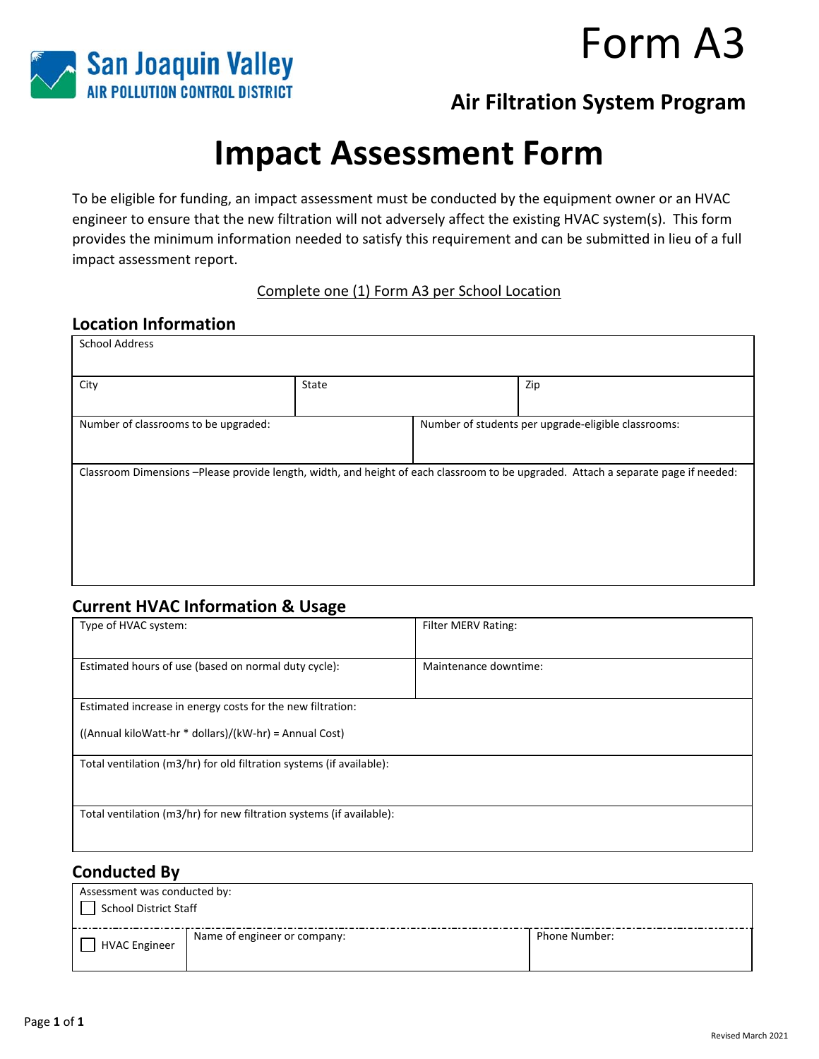San Joaquin Valley AIR POLLUTION CONTROL DISTRICT

# Form A3

## Air Filtration System Program

# Impact Assessment Form

To be eligible for funding, an impact assessment must be conducted by the equipment owner or an HVAC engineer to ensure that the new filtration will not adversely affect the existing HVAC system(s). This form provides the minimum information needed to satisfy this requirement and can be submitted in lieu of a full impact assessment report.

Complete one (1) Form A3 per School Location

## Location Information

| | | |
|---|---|---|
| School Address | | |
| City | State | Zip |
| Number of classrooms to be upgraded: | Number of students per upgrade-eligible classrooms: | |
| Classroom Dimensions –Please provide length, width, and height of each classroom to be upgraded. Attach a separate page if needed: | | |

## Current HVAC Information & Usage

| | |
|---|---|
| Type of HVAC system: | Filter MERV Rating: |
| Estimated hours of use (based on normal duty cycle): | Maintenance downtime: |
| Estimated increase in energy costs for the new filtration: ((Annual kiloWatt-hr * dollars)/(kW-hr) = Annual Cost) | |
| Total ventilation (m3/hr) for old filtration systems (if available): | |
| Total ventilation (m3/hr) for new filtration systems (if available): | |

## Conducted By

| | | |
|---|---|---|
| Assessment was conducted by: ☐ School District Staff | | |
| ☐ HVAC Engineer | Name of engineer or company: | Phone Number: |

Revised March 2021